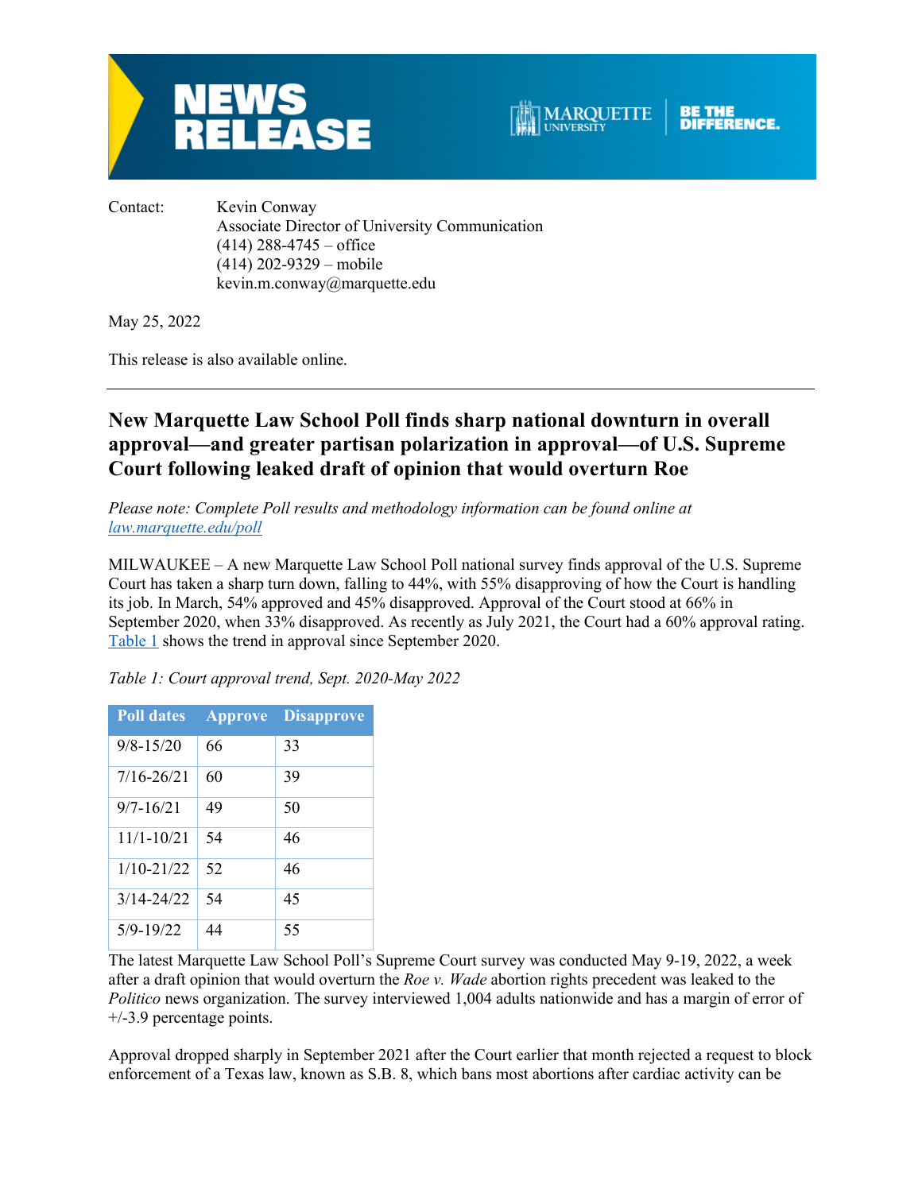**NEWS RELEASE**

MARQUETTE UNIVERSITY | BE THE DIFFERENCE.

Contact: Kevin Conway
Associate Director of University Communication
(414) 288-4745 – office
(414) 202-9329 – mobile
kevin.m.conway@marquette.edu

May 25, 2022

This release is also available online.

---

## New Marquette Law School Poll finds sharp national downturn in overall approval—and greater partisan polarization in approval—of U.S. Supreme Court following leaked draft of opinion that would overturn Roe

*Please note: Complete Poll results and methodology information can be found online at [law.marquette.edu/poll](law.marquette.edu/poll)*

MILWAUKEE – A new Marquette Law School Poll national survey finds approval of the U.S. Supreme Court has taken a sharp turn down, falling to 44%, with 55% disapproving of how the Court is handling its job. In March, 54% approved and 45% disapproved. Approval of the Court stood at 66% in September 2020, when 33% disapproved. As recently as July 2021, the Court had a 60% approval rating. Table 1 shows the trend in approval since September 2020.

*Table 1: Court approval trend, Sept. 2020-May 2022*

| Poll dates | Approve | Disapprove |
|---|---|---|
| 9/8-15/20 | 66 | 33 |
| 7/16-26/21 | 60 | 39 |
| 9/7-16/21 | 49 | 50 |
| 11/1-10/21 | 54 | 46 |
| 1/10-21/22 | 52 | 46 |
| 3/14-24/22 | 54 | 45 |
| 5/9-19/22 | 44 | 55 |

The latest Marquette Law School Poll's Supreme Court survey was conducted May 9-19, 2022, a week after a draft opinion that would overturn the *Roe v. Wade* abortion rights precedent was leaked to the *Politico* news organization. The survey interviewed 1,004 adults nationwide and has a margin of error of +/-3.9 percentage points.

Approval dropped sharply in September 2021 after the Court earlier that month rejected a request to block enforcement of a Texas law, known as S.B. 8, which bans most abortions after cardiac activity can be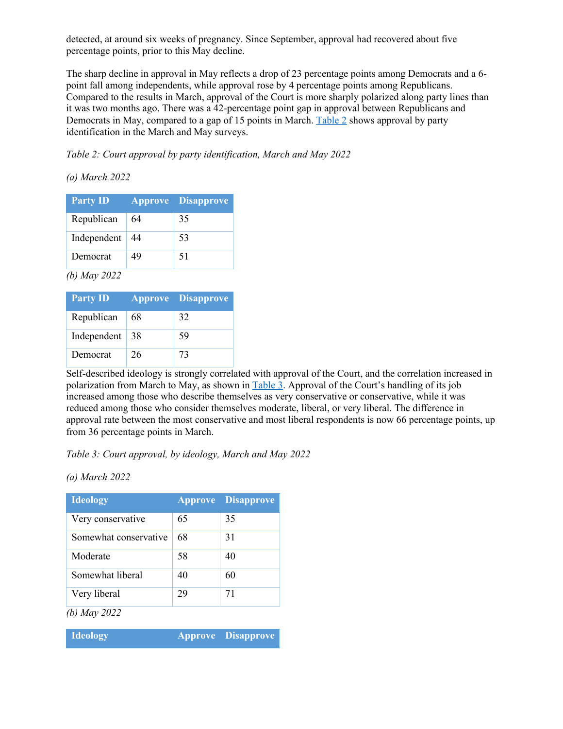detected, at around six weeks of pregnancy. Since September, approval had recovered about five percentage points, prior to this May decline.

The sharp decline in approval in May reflects a drop of 23 percentage points among Democrats and a 6-point fall among independents, while approval rose by 4 percentage points among Republicans. Compared to the results in March, approval of the Court is more sharply polarized along party lines than it was two months ago. There was a 42-percentage point gap in approval between Republicans and Democrats in May, compared to a gap of 15 points in March. [Table 2](#) shows approval by party identification in the March and May surveys.

*Table 2: Court approval by party identification, March and May 2022*

*(a) March 2022*

| Party ID | Approve | Disapprove |
|---|---|---|
| Republican | 64 | 35 |
| Independent | 44 | 53 |
| Democrat | 49 | 51 |

*(b) May 2022*

| Party ID | Approve | Disapprove |
|---|---|---|
| Republican | 68 | 32 |
| Independent | 38 | 59 |
| Democrat | 26 | 73 |

Self-described ideology is strongly correlated with approval of the Court, and the correlation increased in polarization from March to May, as shown in [Table 3](#). Approval of the Court's handling of its job increased among those who describe themselves as very conservative or conservative, while it was reduced among those who consider themselves moderate, liberal, or very liberal. The difference in approval rate between the most conservative and most liberal respondents is now 66 percentage points, up from 36 percentage points in March.

*Table 3: Court approval, by ideology, March and May 2022*

*(a) March 2022*

| Ideology | Approve | Disapprove |
|---|---|---|
| Very conservative | 65 | 35 |
| Somewhat conservative | 68 | 31 |
| Moderate | 58 | 40 |
| Somewhat liberal | 40 | 60 |
| Very liberal | 29 | 71 |

*(b) May 2022*

| Ideology | Approve | Disapprove |
|---|---|---|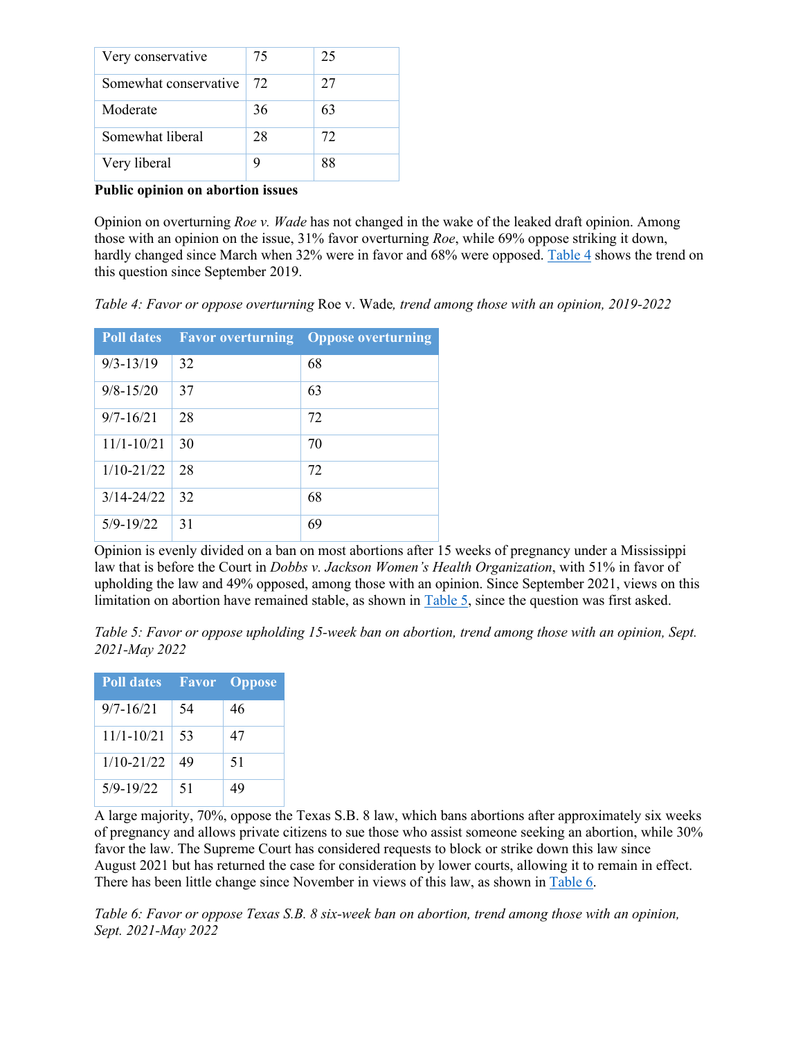| Very conservative | 75 | 25 |
|---|---|---|
| Somewhat conservative | 72 | 27 |
| Moderate | 36 | 63 |
| Somewhat liberal | 28 | 72 |
| Very liberal | 9 | 88 |

**Public opinion on abortion issues**

Opinion on overturning *Roe v. Wade* has not changed in the wake of the leaked draft opinion. Among those with an opinion on the issue, 31% favor overturning *Roe*, while 69% oppose striking it down, hardly changed since March when 32% were in favor and 68% were opposed. Table 4 shows the trend on this question since September 2019.

*Table 4: Favor or oppose overturning* Roe v. Wade*, trend among those with an opinion, 2019-2022*

| Poll dates | Favor overturning | Oppose overturning |
|---|---|---|
| 9/3-13/19 | 32 | 68 |
| 9/8-15/20 | 37 | 63 |
| 9/7-16/21 | 28 | 72 |
| 11/1-10/21 | 30 | 70 |
| 1/10-21/22 | 28 | 72 |
| 3/14-24/22 | 32 | 68 |
| 5/9-19/22 | 31 | 69 |

Opinion is evenly divided on a ban on most abortions after 15 weeks of pregnancy under a Mississippi law that is before the Court in *Dobbs v. Jackson Women's Health Organization*, with 51% in favor of upholding the law and 49% opposed, among those with an opinion. Since September 2021, views on this limitation on abortion have remained stable, as shown in Table 5, since the question was first asked.

*Table 5: Favor or oppose upholding 15-week ban on abortion, trend among those with an opinion, Sept. 2021-May 2022*

| Poll dates | Favor | Oppose |
|---|---|---|
| 9/7-16/21 | 54 | 46 |
| 11/1-10/21 | 53 | 47 |
| 1/10-21/22 | 49 | 51 |
| 5/9-19/22 | 51 | 49 |

A large majority, 70%, oppose the Texas S.B. 8 law, which bans abortions after approximately six weeks of pregnancy and allows private citizens to sue those who assist someone seeking an abortion, while 30% favor the law. The Supreme Court has considered requests to block or strike down this law since August 2021 but has returned the case for consideration by lower courts, allowing it to remain in effect. There has been little change since November in views of this law, as shown in Table 6.

*Table 6: Favor or oppose Texas S.B. 8 six-week ban on abortion, trend among those with an opinion, Sept. 2021-May 2022*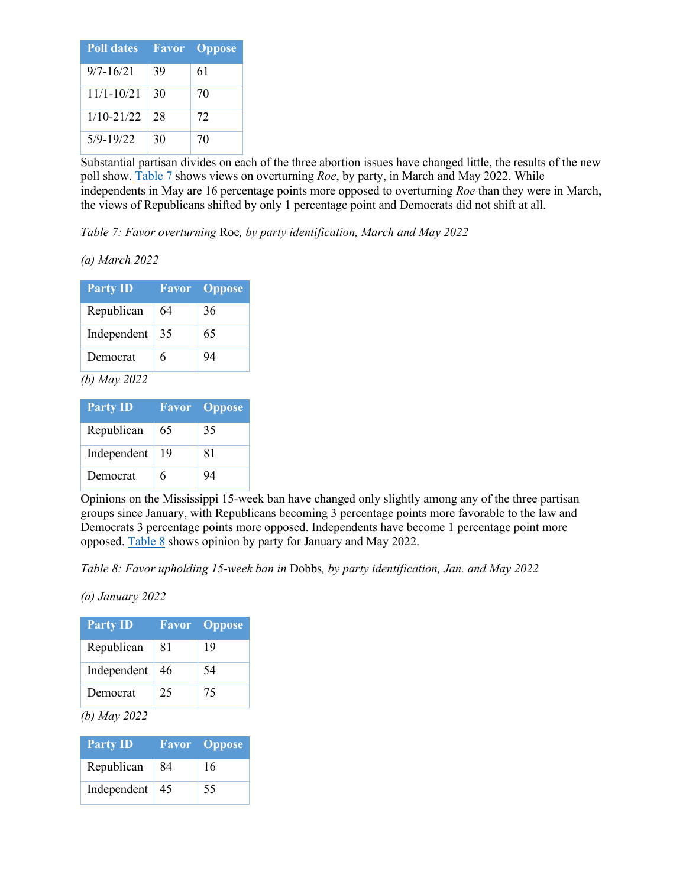| Poll dates | Favor | Oppose |
|---|---|---|
| 9/7-16/21 | 39 | 61 |
| 11/1-10/21 | 30 | 70 |
| 1/10-21/22 | 28 | 72 |
| 5/9-19/22 | 30 | 70 |

Substantial partisan divides on each of the three abortion issues have changed little, the results of the new poll show. Table 7 shows views on overturning *Roe*, by party, in March and May 2022. While independents in May are 16 percentage points more opposed to overturning *Roe* than they were in March, the views of Republicans shifted by only 1 percentage point and Democrats did not shift at all.

*Table 7: Favor overturning* Roe*, by party identification, March and May 2022*

*(a) March 2022*

| Party ID | Favor | Oppose |
|---|---|---|
| Republican | 64 | 36 |
| Independent | 35 | 65 |
| Democrat | 6 | 94 |

*(b) May 2022*

| Party ID | Favor | Oppose |
|---|---|---|
| Republican | 65 | 35 |
| Independent | 19 | 81 |
| Democrat | 6 | 94 |

Opinions on the Mississippi 15-week ban have changed only slightly among any of the three partisan groups since January, with Republicans becoming 3 percentage points more favorable to the law and Democrats 3 percentage points more opposed. Independents have become 1 percentage point more opposed. Table 8 shows opinion by party for January and May 2022.

*Table 8: Favor upholding 15-week ban in* Dobbs*, by party identification, Jan. and May 2022*

*(a) January 2022*

| Party ID | Favor | Oppose |
|---|---|---|
| Republican | 81 | 19 |
| Independent | 46 | 54 |
| Democrat | 25 | 75 |

*(b) May 2022*

| Party ID | Favor | Oppose |
|---|---|---|
| Republican | 84 | 16 |
| Independent | 45 | 55 |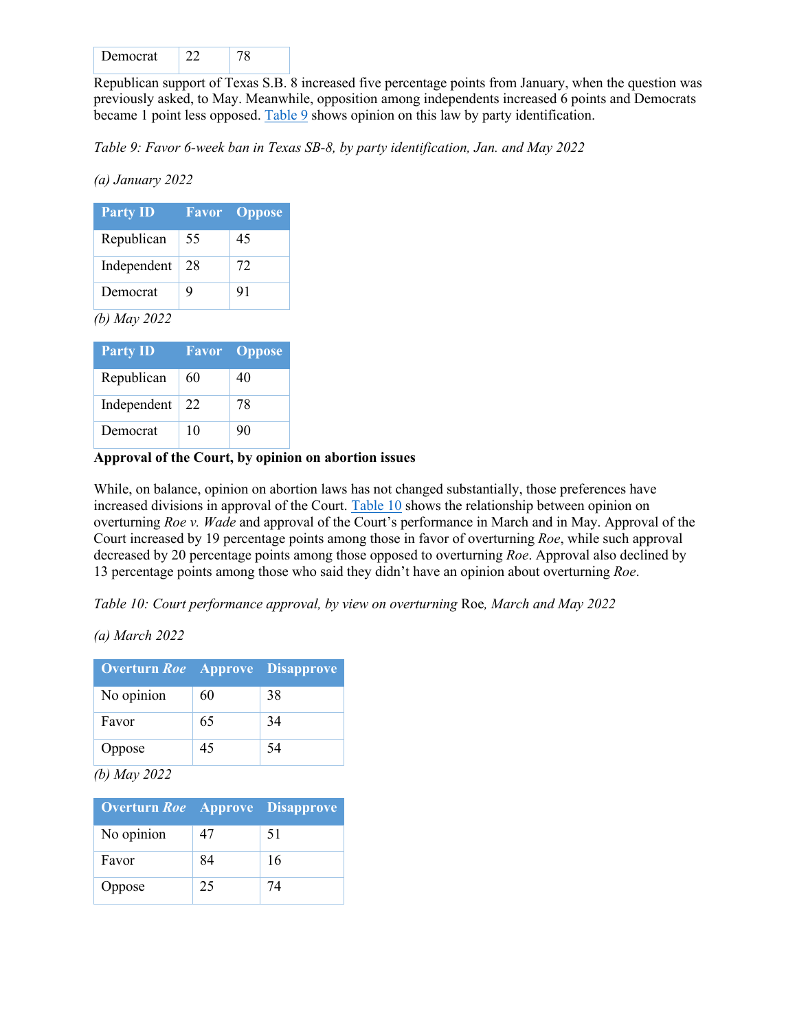| Democrat | 22 | 78 |
|---|---|---|

Republican support of Texas S.B. 8 increased five percentage points from January, when the question was previously asked, to May. Meanwhile, opposition among independents increased 6 points and Democrats became 1 point less opposed. Table 9 shows opinion on this law by party identification.

*Table 9: Favor 6-week ban in Texas SB-8, by party identification, Jan. and May 2022*

*(a) January 2022*

| Party ID | Favor | Oppose |
|---|---|---|
| Republican | 55 | 45 |
| Independent | 28 | 72 |
| Democrat | 9 | 91 |

*(b) May 2022*

| Party ID | Favor | Oppose |
|---|---|---|
| Republican | 60 | 40 |
| Independent | 22 | 78 |
| Democrat | 10 | 90 |

**Approval of the Court, by opinion on abortion issues**

While, on balance, opinion on abortion laws has not changed substantially, those preferences have increased divisions in approval of the Court. Table 10 shows the relationship between opinion on overturning *Roe v. Wade* and approval of the Court's performance in March and in May. Approval of the Court increased by 19 percentage points among those in favor of overturning *Roe*, while such approval decreased by 20 percentage points among those opposed to overturning *Roe*. Approval also declined by 13 percentage points among those who said they didn't have an opinion about overturning *Roe*.

*Table 10: Court performance approval, by view on overturning* Roe*, March and May 2022*

*(a) March 2022*

| Overturn *Roe* | Approve | Disapprove |
|---|---|---|
| No opinion | 60 | 38 |
| Favor | 65 | 34 |
| Oppose | 45 | 54 |

*(b) May 2022*

| Overturn *Roe* | Approve | Disapprove |
|---|---|---|
| No opinion | 47 | 51 |
| Favor | 84 | 16 |
| Oppose | 25 | 74 |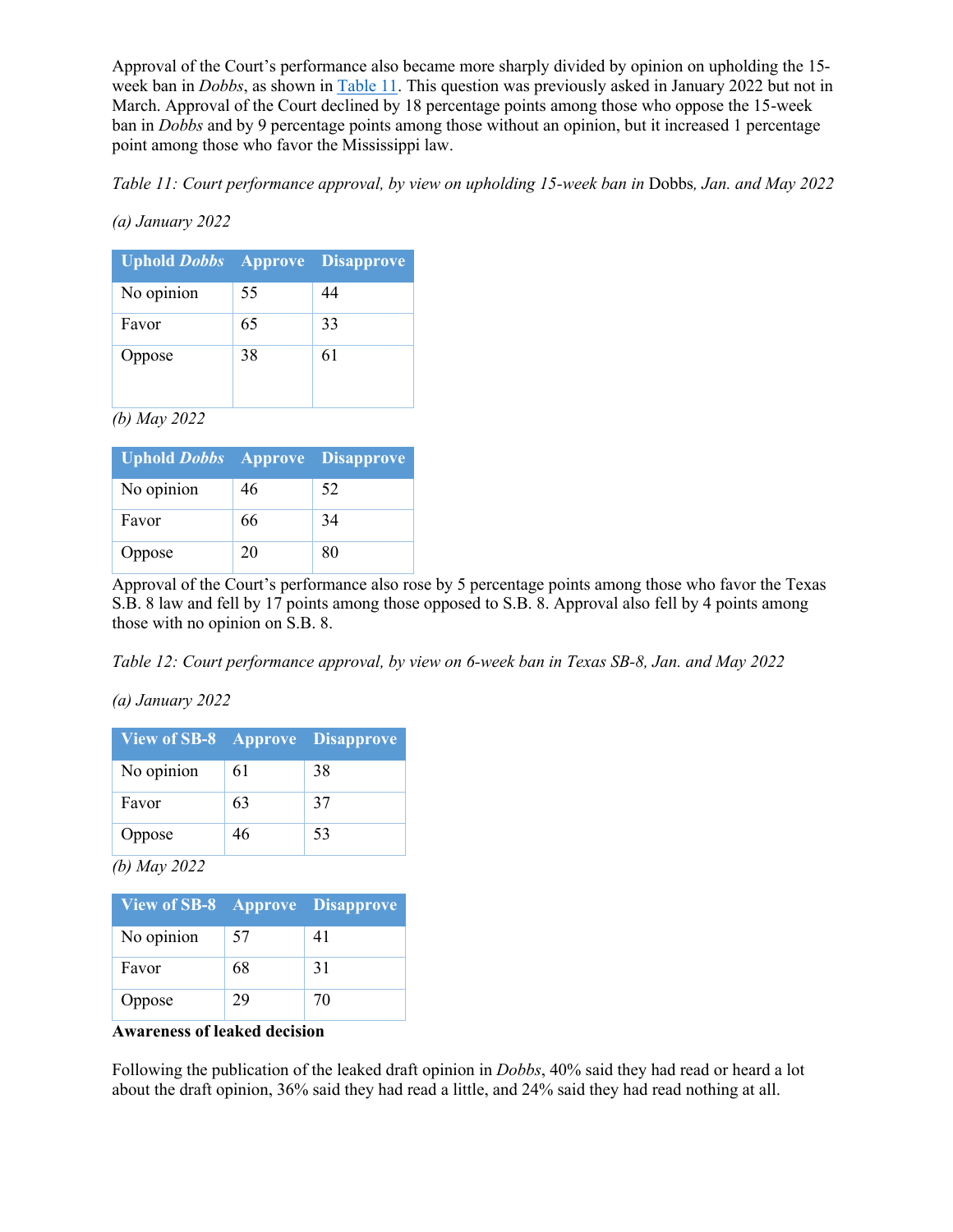Approval of the Court's performance also became more sharply divided by opinion on upholding the 15-week ban in *Dobbs*, as shown in Table 11. This question was previously asked in January 2022 but not in March. Approval of the Court declined by 18 percentage points among those who oppose the 15-week ban in *Dobbs* and by 9 percentage points among those without an opinion, but it increased 1 percentage point among those who favor the Mississippi law.

*Table 11: Court performance approval, by view on upholding 15-week ban in* Dobbs*, Jan. and May 2022*

*(a) January 2022*

| Uphold *Dobbs* | Approve | Disapprove |
|---|---|---|
| No opinion | 55 | 44 |
| Favor | 65 | 33 |
| Oppose | 38 | 61 |

*(b) May 2022*

| Uphold *Dobbs* | Approve | Disapprove |
|---|---|---|
| No opinion | 46 | 52 |
| Favor | 66 | 34 |
| Oppose | 20 | 80 |

Approval of the Court's performance also rose by 5 percentage points among those who favor the Texas S.B. 8 law and fell by 17 points among those opposed to S.B. 8. Approval also fell by 4 points among those with no opinion on S.B. 8.

*Table 12: Court performance approval, by view on 6-week ban in Texas SB-8, Jan. and May 2022*

*(a) January 2022*

| View of SB-8 | Approve | Disapprove |
|---|---|---|
| No opinion | 61 | 38 |
| Favor | 63 | 37 |
| Oppose | 46 | 53 |

*(b) May 2022*

| View of SB-8 | Approve | Disapprove |
|---|---|---|
| No opinion | 57 | 41 |
| Favor | 68 | 31 |
| Oppose | 29 | 70 |

**Awareness of leaked decision**

Following the publication of the leaked draft opinion in *Dobbs*, 40% said they had read or heard a lot about the draft opinion, 36% said they had read a little, and 24% said they had read nothing at all.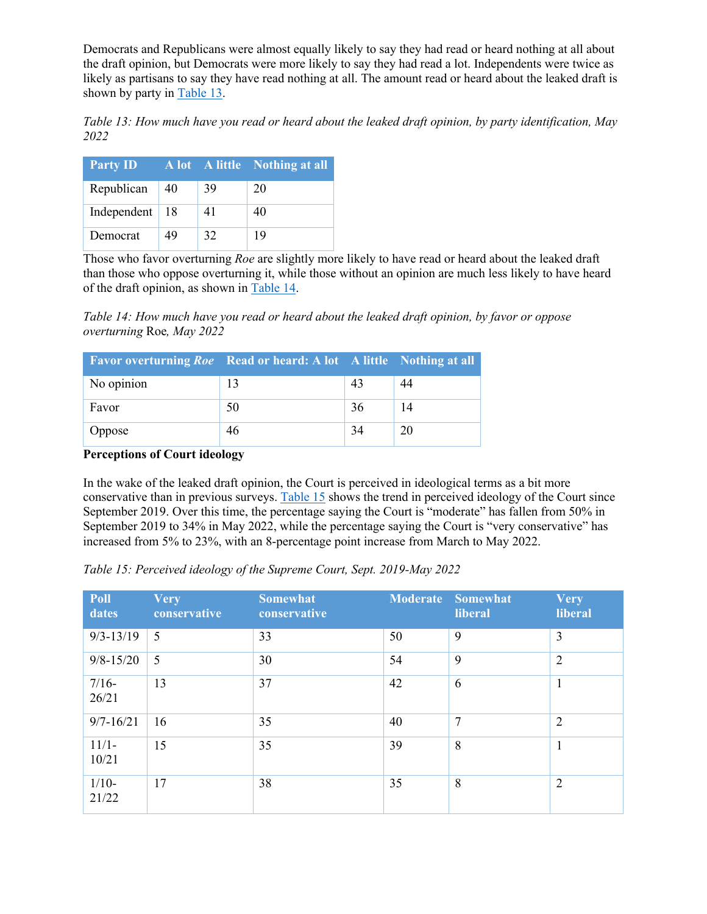Democrats and Republicans were almost equally likely to say they had read or heard nothing at all about the draft opinion, but Democrats were more likely to say they had read a lot. Independents were twice as likely as partisans to say they have read nothing at all. The amount read or heard about the leaked draft is shown by party in Table 13.

*Table 13: How much have you read or heard about the leaked draft opinion, by party identification, May 2022*

| Party ID | A lot | A little | Nothing at all |
|---|---|---|---|
| Republican | 40 | 39 | 20 |
| Independent | 18 | 41 | 40 |
| Democrat | 49 | 32 | 19 |

Those who favor overturning *Roe* are slightly more likely to have read or heard about the leaked draft than those who oppose overturning it, while those without an opinion are much less likely to have heard of the draft opinion, as shown in Table 14.

*Table 14: How much have you read or heard about the leaked draft opinion, by favor or oppose overturning* Roe*, May 2022*

| Favor overturning *Roe* | Read or heard: A lot | A little | Nothing at all |
|---|---|---|---|
| No opinion | 13 | 43 | 44 |
| Favor | 50 | 36 | 14 |
| Oppose | 46 | 34 | 20 |

**Perceptions of Court ideology**

In the wake of the leaked draft opinion, the Court is perceived in ideological terms as a bit more conservative than in previous surveys. Table 15 shows the trend in perceived ideology of the Court since September 2019. Over this time, the percentage saying the Court is "moderate" has fallen from 50% in September 2019 to 34% in May 2022, while the percentage saying the Court is "very conservative" has increased from 5% to 23%, with an 8-percentage point increase from March to May 2022.

*Table 15: Perceived ideology of the Supreme Court, Sept. 2019-May 2022*

| Poll dates | Very conservative | Somewhat conservative | Moderate | Somewhat liberal | Very liberal |
|---|---|---|---|---|---|
| 9/3-13/19 | 5 | 33 | 50 | 9 | 3 |
| 9/8-15/20 | 5 | 30 | 54 | 9 | 2 |
| 7/16-26/21 | 13 | 37 | 42 | 6 | 1 |
| 9/7-16/21 | 16 | 35 | 40 | 7 | 2 |
| 11/1-10/21 | 15 | 35 | 39 | 8 | 1 |
| 1/10-21/22 | 17 | 38 | 35 | 8 | 2 |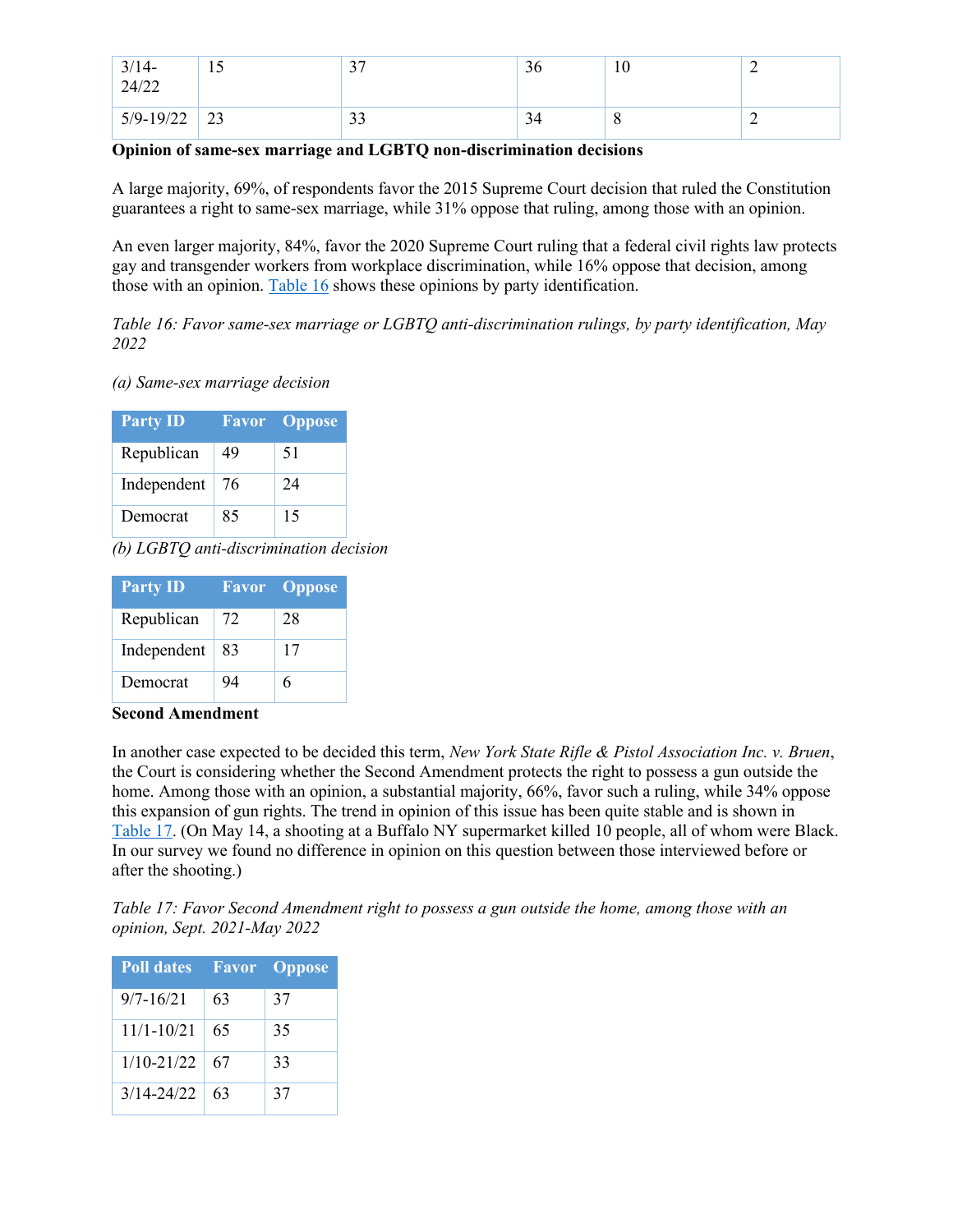| 3/14-24/22 | 15 | 37 | 36 | 10 | 2 |
|---|---|---|---|---|---|
| 5/9-19/22 | 23 | 33 | 34 | 8 | 2 |

**Opinion of same-sex marriage and LGBTQ non-discrimination decisions**

A large majority, 69%, of respondents favor the 2015 Supreme Court decision that ruled the Constitution guarantees a right to same-sex marriage, while 31% oppose that ruling, among those with an opinion.

An even larger majority, 84%, favor the 2020 Supreme Court ruling that a federal civil rights law protects gay and transgender workers from workplace discrimination, while 16% oppose that decision, among those with an opinion. Table 16 shows these opinions by party identification.

*Table 16: Favor same-sex marriage or LGBTQ anti-discrimination rulings, by party identification, May 2022*

*(a) Same-sex marriage decision*

| Party ID | Favor | Oppose |
|---|---|---|
| Republican | 49 | 51 |
| Independent | 76 | 24 |
| Democrat | 85 | 15 |

*(b) LGBTQ anti-discrimination decision*

| Party ID | Favor | Oppose |
|---|---|---|
| Republican | 72 | 28 |
| Independent | 83 | 17 |
| Democrat | 94 | 6 |

**Second Amendment**

In another case expected to be decided this term, *New York State Rifle & Pistol Association Inc. v. Bruen*, the Court is considering whether the Second Amendment protects the right to possess a gun outside the home. Among those with an opinion, a substantial majority, 66%, favor such a ruling, while 34% oppose this expansion of gun rights. The trend in opinion of this issue has been quite stable and is shown in Table 17. (On May 14, a shooting at a Buffalo NY supermarket killed 10 people, all of whom were Black. In our survey we found no difference in opinion on this question between those interviewed before or after the shooting.)

*Table 17: Favor Second Amendment right to possess a gun outside the home, among those with an opinion, Sept. 2021-May 2022*

| Poll dates | Favor | Oppose |
|---|---|---|
| 9/7-16/21 | 63 | 37 |
| 11/1-10/21 | 65 | 35 |
| 1/10-21/22 | 67 | 33 |
| 3/14-24/22 | 63 | 37 |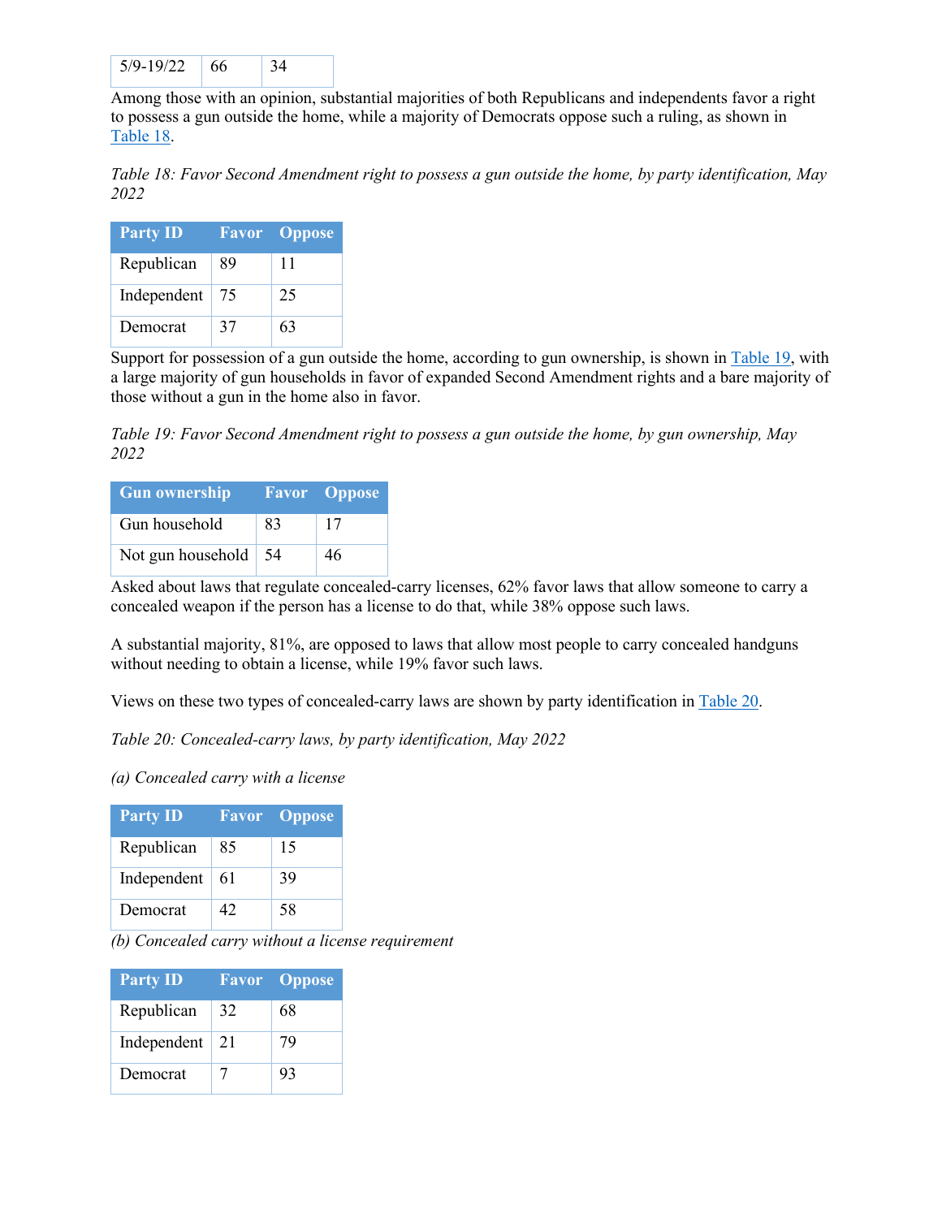| 5/9-19/22 | 66 | 34 |
|---|---|---|

Among those with an opinion, substantial majorities of both Republicans and independents favor a right to possess a gun outside the home, while a majority of Democrats oppose such a ruling, as shown in Table 18.

*Table 18: Favor Second Amendment right to possess a gun outside the home, by party identification, May 2022*

| Party ID | Favor | Oppose |
|---|---|---|
| Republican | 89 | 11 |
| Independent | 75 | 25 |
| Democrat | 37 | 63 |

Support for possession of a gun outside the home, according to gun ownership, is shown in Table 19, with a large majority of gun households in favor of expanded Second Amendment rights and a bare majority of those without a gun in the home also in favor.

*Table 19: Favor Second Amendment right to possess a gun outside the home, by gun ownership, May 2022*

| Gun ownership | Favor | Oppose |
|---|---|---|
| Gun household | 83 | 17 |
| Not gun household | 54 | 46 |

Asked about laws that regulate concealed-carry licenses, 62% favor laws that allow someone to carry a concealed weapon if the person has a license to do that, while 38% oppose such laws.

A substantial majority, 81%, are opposed to laws that allow most people to carry concealed handguns without needing to obtain a license, while 19% favor such laws.

Views on these two types of concealed-carry laws are shown by party identification in Table 20.

*Table 20: Concealed-carry laws, by party identification, May 2022*

*(a) Concealed carry with a license*

| Party ID | Favor | Oppose |
|---|---|---|
| Republican | 85 | 15 |
| Independent | 61 | 39 |
| Democrat | 42 | 58 |

*(b) Concealed carry without a license requirement*

| Party ID | Favor | Oppose |
|---|---|---|
| Republican | 32 | 68 |
| Independent | 21 | 79 |
| Democrat | 7 | 93 |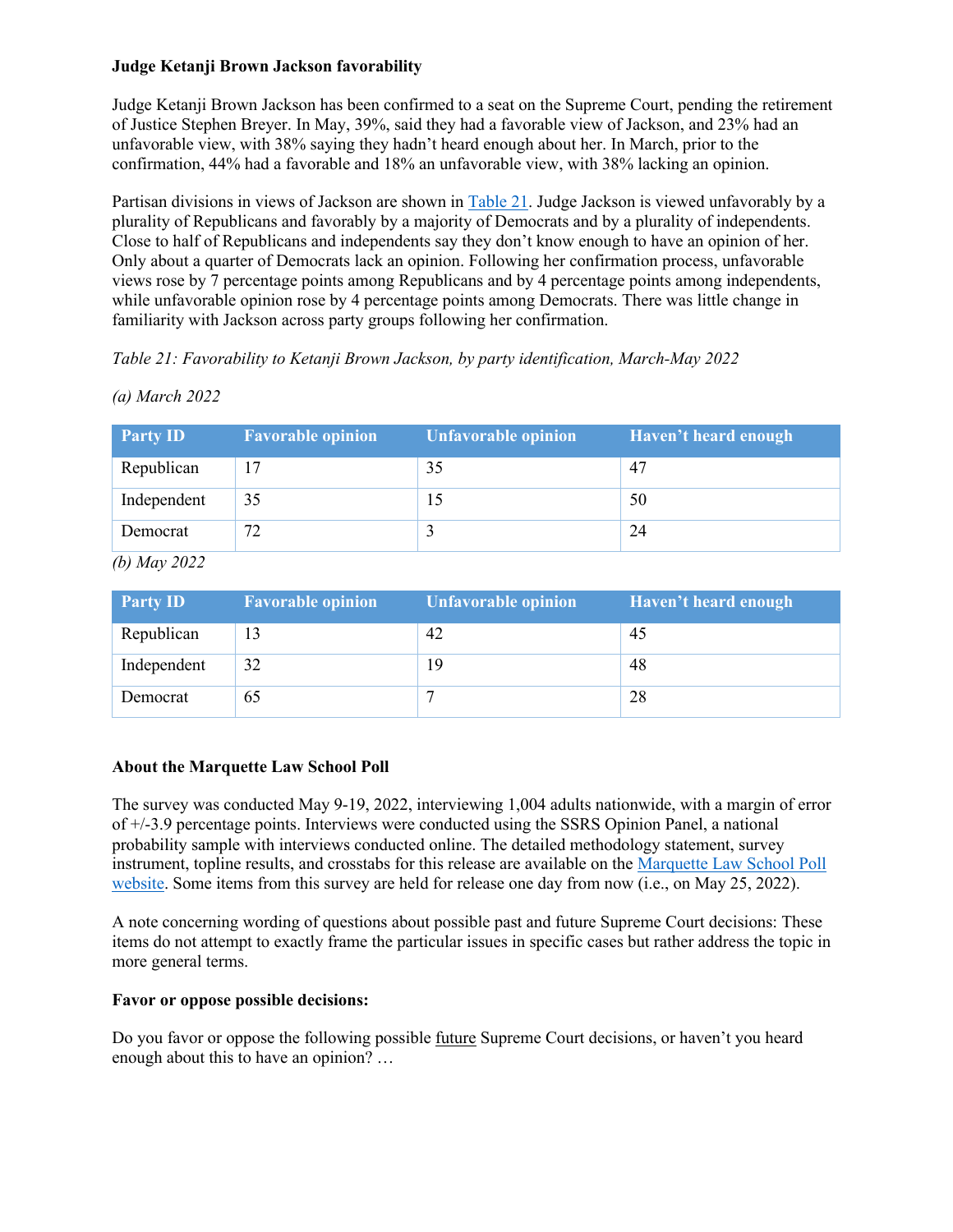**Judge Ketanji Brown Jackson favorability**

Judge Ketanji Brown Jackson has been confirmed to a seat on the Supreme Court, pending the retirement of Justice Stephen Breyer. In May, 39%, said they had a favorable view of Jackson, and 23% had an unfavorable view, with 38% saying they hadn't heard enough about her. In March, prior to the confirmation, 44% had a favorable and 18% an unfavorable view, with 38% lacking an opinion.

Partisan divisions in views of Jackson are shown in Table 21. Judge Jackson is viewed unfavorably by a plurality of Republicans and favorably by a majority of Democrats and by a plurality of independents. Close to half of Republicans and independents say they don't know enough to have an opinion of her. Only about a quarter of Democrats lack an opinion. Following her confirmation process, unfavorable views rose by 7 percentage points among Republicans and by 4 percentage points among independents, while unfavorable opinion rose by 4 percentage points among Democrats. There was little change in familiarity with Jackson across party groups following her confirmation.

*Table 21: Favorability to Ketanji Brown Jackson, by party identification, March-May 2022*

*(a) March 2022*

| Party ID | Favorable opinion | Unfavorable opinion | Haven't heard enough |
|---|---|---|---|
| Republican | 17 | 35 | 47 |
| Independent | 35 | 15 | 50 |
| Democrat | 72 | 3 | 24 |

*(b) May 2022*

| Party ID | Favorable opinion | Unfavorable opinion | Haven't heard enough |
|---|---|---|---|
| Republican | 13 | 42 | 45 |
| Independent | 32 | 19 | 48 |
| Democrat | 65 | 7 | 28 |

**About the Marquette Law School Poll**

The survey was conducted May 9-19, 2022, interviewing 1,004 adults nationwide, with a margin of error of +/-3.9 percentage points. Interviews were conducted using the SSRS Opinion Panel, a national probability sample with interviews conducted online. The detailed methodology statement, survey instrument, topline results, and crosstabs for this release are available on the Marquette Law School Poll website. Some items from this survey are held for release one day from now (i.e., on May 25, 2022).

A note concerning wording of questions about possible past and future Supreme Court decisions: These items do not attempt to exactly frame the particular issues in specific cases but rather address the topic in more general terms.

**Favor or oppose possible decisions:**

Do you favor or oppose the following possible future Supreme Court decisions, or haven't you heard enough about this to have an opinion? …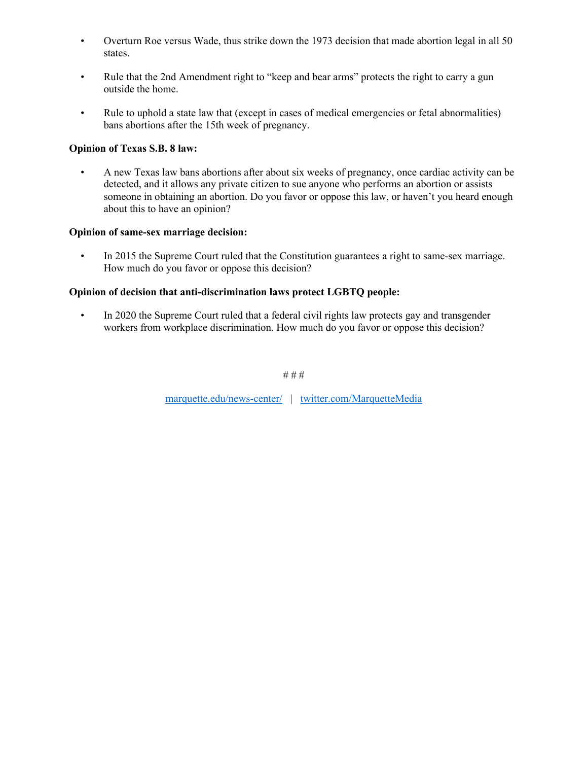- Overturn Roe versus Wade, thus strike down the 1973 decision that made abortion legal in all 50 states.

- Rule that the 2nd Amendment right to "keep and bear arms" protects the right to carry a gun outside the home.

- Rule to uphold a state law that (except in cases of medical emergencies or fetal abnormalities) bans abortions after the 15th week of pregnancy.

**Opinion of Texas S.B. 8 law:**

- A new Texas law bans abortions after about six weeks of pregnancy, once cardiac activity can be detected, and it allows any private citizen to sue anyone who performs an abortion or assists someone in obtaining an abortion. Do you favor or oppose this law, or haven't you heard enough about this to have an opinion?

**Opinion of same-sex marriage decision:**

- In 2015 the Supreme Court ruled that the Constitution guarantees a right to same-sex marriage. How much do you favor or oppose this decision?

**Opinion of decision that anti-discrimination laws protect LGBTQ people:**

- In 2020 the Supreme Court ruled that a federal civil rights law protects gay and transgender workers from workplace discrimination. How much do you favor or oppose this decision?

# # #

marquette.edu/news-center/ | twitter.com/MarquetteMedia